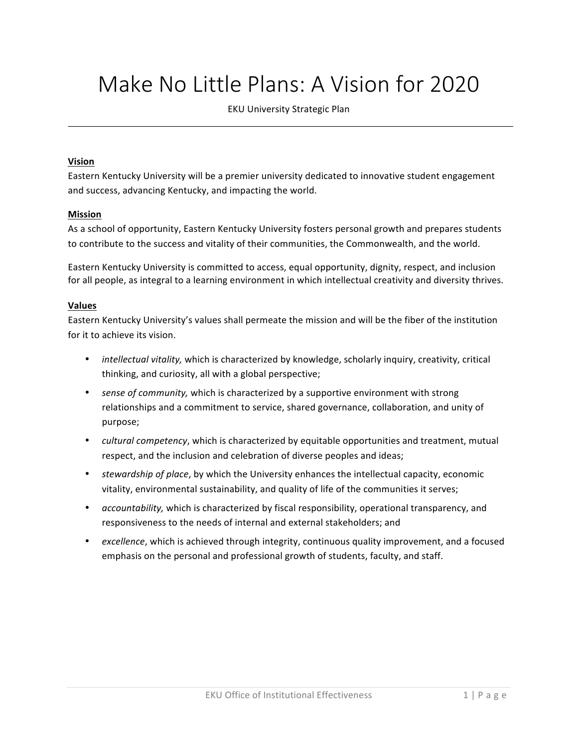# Make No Little Plans: A Vision for 2020

EKU University Strategic Plan

---

## Vision

Eastern Kentucky University will be a premier university dedicated to innovative student engagement and success, advancing Kentucky, and impacting the world.

## Mission

As a school of opportunity, Eastern Kentucky University fosters personal growth and prepares students to contribute to the success and vitality of their communities, the Commonwealth, and the world.

Eastern Kentucky University is committed to access, equal opportunity, dignity, respect, and inclusion for all people, as integral to a learning environment in which intellectual creativity and diversity thrives.

## Values

Eastern Kentucky University's values shall permeate the mission and will be the fiber of the institution for it to achieve its vision.

- *intellectual vitality,* which is characterized by knowledge, scholarly inquiry, creativity, critical thinking, and curiosity, all with a global perspective;
- *sense of community,* which is characterized by a supportive environment with strong relationships and a commitment to service, shared governance, collaboration, and unity of purpose;
- *cultural competency*, which is characterized by equitable opportunities and treatment, mutual respect, and the inclusion and celebration of diverse peoples and ideas;
- *stewardship of place*, by which the University enhances the intellectual capacity, economic vitality, environmental sustainability, and quality of life of the communities it serves;
- *accountability,* which is characterized by fiscal responsibility, operational transparency, and responsiveness to the needs of internal and external stakeholders; and
- *excellence*, which is achieved through integrity, continuous quality improvement, and a focused emphasis on the personal and professional growth of students, faculty, and staff.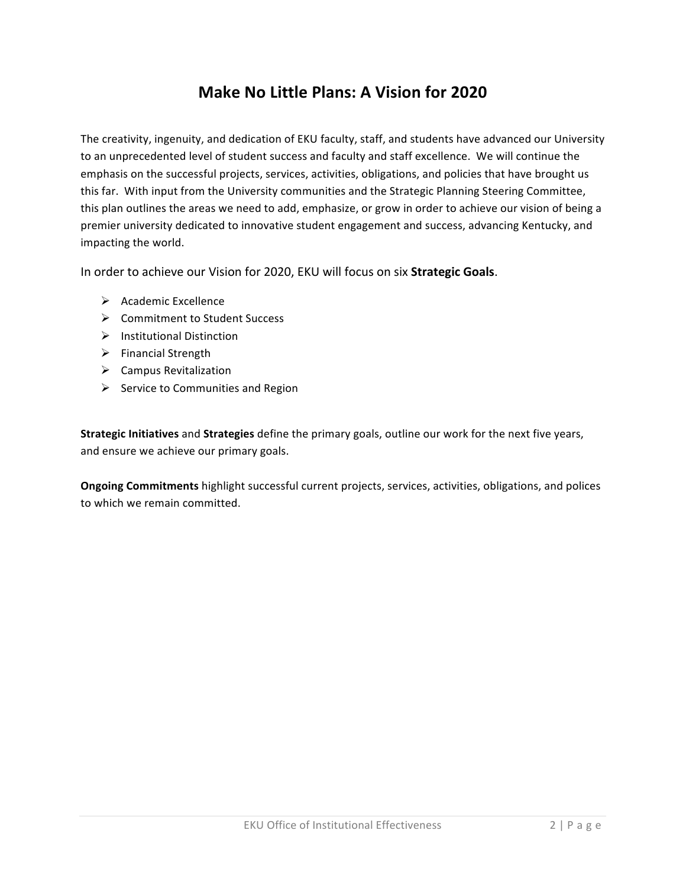# Make No Little Plans: A Vision for 2020

The creativity, ingenuity, and dedication of EKU faculty, staff, and students have advanced our University to an unprecedented level of student success and faculty and staff excellence. We will continue the emphasis on the successful projects, services, activities, obligations, and policies that have brought us this far. With input from the University communities and the Strategic Planning Steering Committee, this plan outlines the areas we need to add, emphasize, or grow in order to achieve our vision of being a premier university dedicated to innovative student engagement and success, advancing Kentucky, and impacting the world.

In order to achieve our Vision for 2020, EKU will focus on six **Strategic Goals**.

- Academic Excellence
- Commitment to Student Success
- Institutional Distinction
- Financial Strength
- Campus Revitalization
- Service to Communities and Region

**Strategic Initiatives** and **Strategies** define the primary goals, outline our work for the next five years, and ensure we achieve our primary goals.

**Ongoing Commitments** highlight successful current projects, services, activities, obligations, and polices to which we remain committed.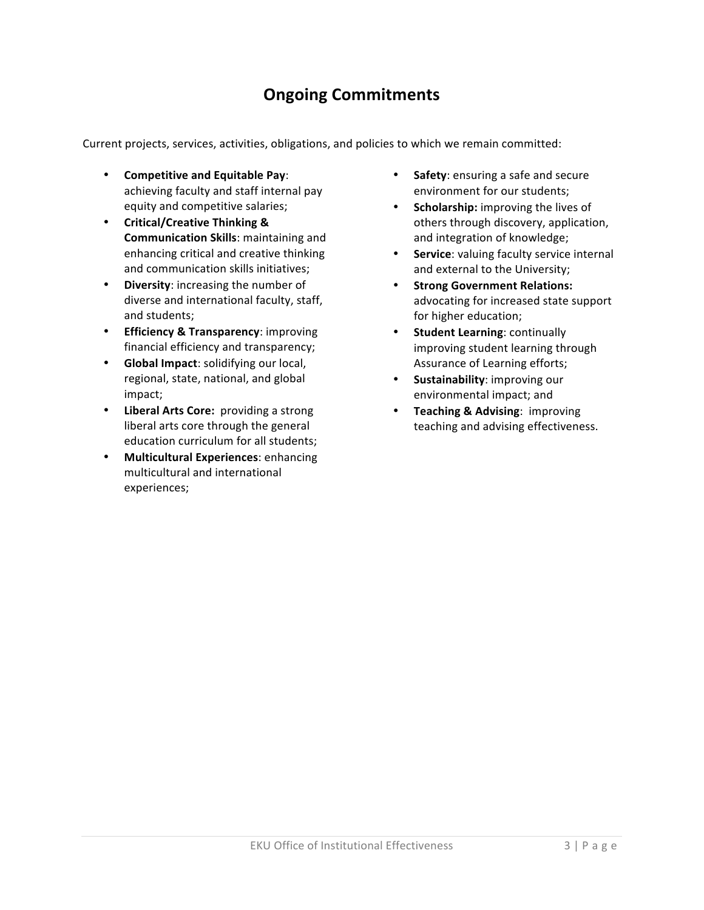# Ongoing Commitments

Current projects, services, activities, obligations, and policies to which we remain committed:

- **Competitive and Equitable Pay**: achieving faculty and staff internal pay equity and competitive salaries;
- **Critical/Creative Thinking & Communication Skills**: maintaining and enhancing critical and creative thinking and communication skills initiatives;
- **Diversity**: increasing the number of diverse and international faculty, staff, and students;
- **Efficiency & Transparency**: improving financial efficiency and transparency;
- **Global Impact**: solidifying our local, regional, state, national, and global impact;
- **Liberal Arts Core:** providing a strong liberal arts core through the general education curriculum for all students;
- **Multicultural Experiences**: enhancing multicultural and international experiences;
- **Safety**: ensuring a safe and secure environment for our students;
- **Scholarship:** improving the lives of others through discovery, application, and integration of knowledge;
- **Service**: valuing faculty service internal and external to the University;
- **Strong Government Relations:** advocating for increased state support for higher education;
- **Student Learning**: continually improving student learning through Assurance of Learning efforts;
- **Sustainability**: improving our environmental impact; and
- **Teaching & Advising**: improving teaching and advising effectiveness.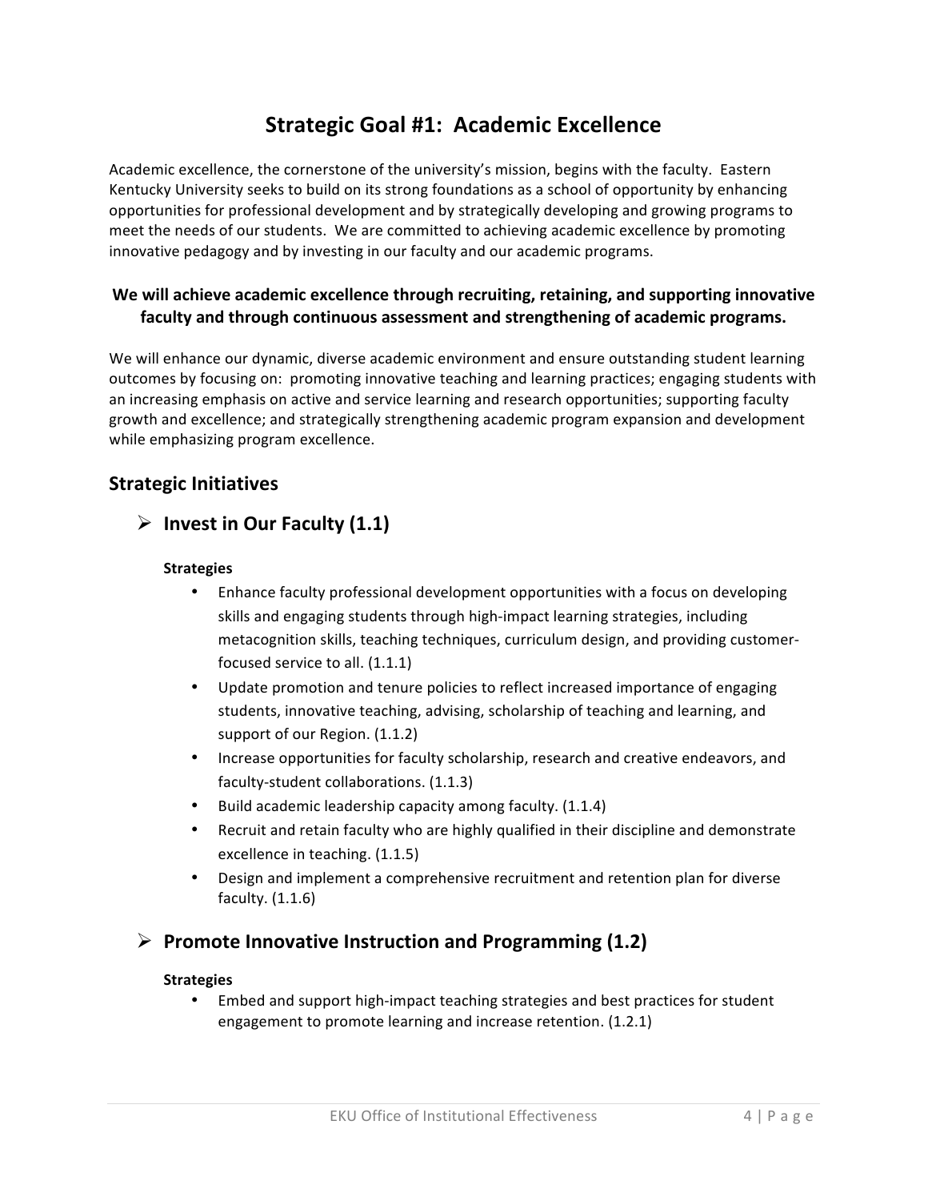# Strategic Goal #1: Academic Excellence

Academic excellence, the cornerstone of the university's mission, begins with the faculty. Eastern Kentucky University seeks to build on its strong foundations as a school of opportunity by enhancing opportunities for professional development and by strategically developing and growing programs to meet the needs of our students. We are committed to achieving academic excellence by promoting innovative pedagogy and by investing in our faculty and our academic programs.

**We will achieve academic excellence through recruiting, retaining, and supporting innovative faculty and through continuous assessment and strengthening of academic programs.**

We will enhance our dynamic, diverse academic environment and ensure outstanding student learning outcomes by focusing on: promoting innovative teaching and learning practices; engaging students with an increasing emphasis on active and service learning and research opportunities; supporting faculty growth and excellence; and strategically strengthening academic program expansion and development while emphasizing program excellence.

## Strategic Initiatives

### Invest in Our Faculty (1.1)

**Strategies**

- Enhance faculty professional development opportunities with a focus on developing skills and engaging students through high-impact learning strategies, including metacognition skills, teaching techniques, curriculum design, and providing customer-focused service to all. (1.1.1)
- Update promotion and tenure policies to reflect increased importance of engaging students, innovative teaching, advising, scholarship of teaching and learning, and support of our Region. (1.1.2)
- Increase opportunities for faculty scholarship, research and creative endeavors, and faculty-student collaborations. (1.1.3)
- Build academic leadership capacity among faculty. (1.1.4)
- Recruit and retain faculty who are highly qualified in their discipline and demonstrate excellence in teaching. (1.1.5)
- Design and implement a comprehensive recruitment and retention plan for diverse faculty. (1.1.6)

### Promote Innovative Instruction and Programming (1.2)

**Strategies**

- Embed and support high-impact teaching strategies and best practices for student engagement to promote learning and increase retention. (1.2.1)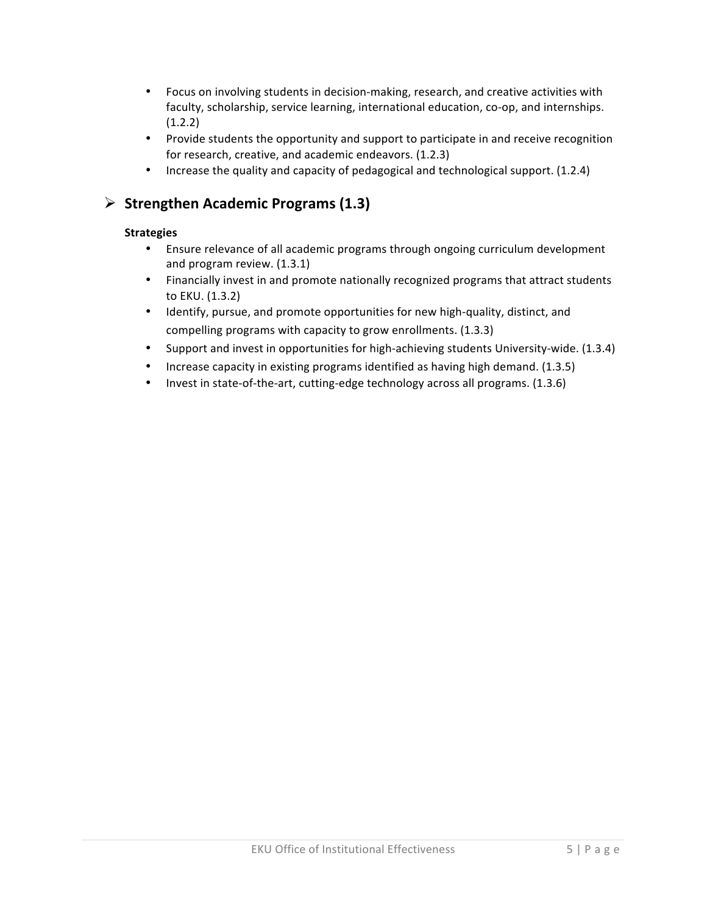- Focus on involving students in decision-making, research, and creative activities with faculty, scholarship, service learning, international education, co-op, and internships. (1.2.2)
- Provide students the opportunity and support to participate in and receive recognition for research, creative, and academic endeavors. (1.2.3)
- Increase the quality and capacity of pedagogical and technological support. (1.2.4)

## Strengthen Academic Programs (1.3)

**Strategies**

- Ensure relevance of all academic programs through ongoing curriculum development and program review. (1.3.1)
- Financially invest in and promote nationally recognized programs that attract students to EKU. (1.3.2)
- Identify, pursue, and promote opportunities for new high-quality, distinct, and compelling programs with capacity to grow enrollments. (1.3.3)
- Support and invest in opportunities for high-achieving students University-wide. (1.3.4)
- Increase capacity in existing programs identified as having high demand. (1.3.5)
- Invest in state-of-the-art, cutting-edge technology across all programs. (1.3.6)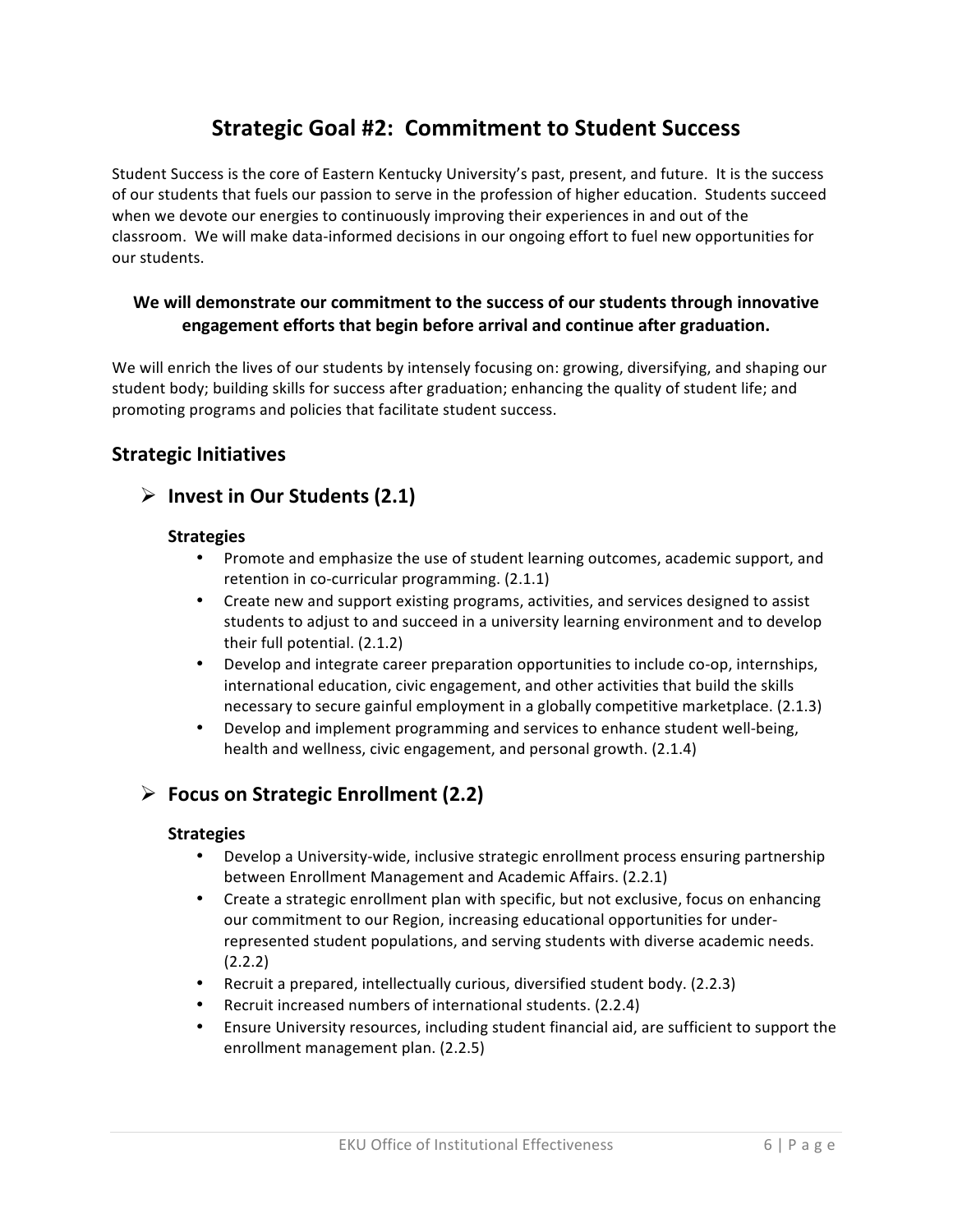# Strategic Goal #2: Commitment to Student Success

Student Success is the core of Eastern Kentucky University's past, present, and future. It is the success of our students that fuels our passion to serve in the profession of higher education. Students succeed when we devote our energies to continuously improving their experiences in and out of the classroom. We will make data-informed decisions in our ongoing effort to fuel new opportunities for our students.

**We will demonstrate our commitment to the success of our students through innovative engagement efforts that begin before arrival and continue after graduation.**

We will enrich the lives of our students by intensely focusing on: growing, diversifying, and shaping our student body; building skills for success after graduation; enhancing the quality of student life; and promoting programs and policies that facilitate student success.

## Strategic Initiatives

### ➢ Invest in Our Students (2.1)

**Strategies**

- Promote and emphasize the use of student learning outcomes, academic support, and retention in co-curricular programming. (2.1.1)
- Create new and support existing programs, activities, and services designed to assist students to adjust to and succeed in a university learning environment and to develop their full potential. (2.1.2)
- Develop and integrate career preparation opportunities to include co-op, internships, international education, civic engagement, and other activities that build the skills necessary to secure gainful employment in a globally competitive marketplace. (2.1.3)
- Develop and implement programming and services to enhance student well-being, health and wellness, civic engagement, and personal growth. (2.1.4)

### ➢ Focus on Strategic Enrollment (2.2)

**Strategies**

- Develop a University-wide, inclusive strategic enrollment process ensuring partnership between Enrollment Management and Academic Affairs. (2.2.1)
- Create a strategic enrollment plan with specific, but not exclusive, focus on enhancing our commitment to our Region, increasing educational opportunities for under-represented student populations, and serving students with diverse academic needs. (2.2.2)
- Recruit a prepared, intellectually curious, diversified student body. (2.2.3)
- Recruit increased numbers of international students. (2.2.4)
- Ensure University resources, including student financial aid, are sufficient to support the enrollment management plan. (2.2.5)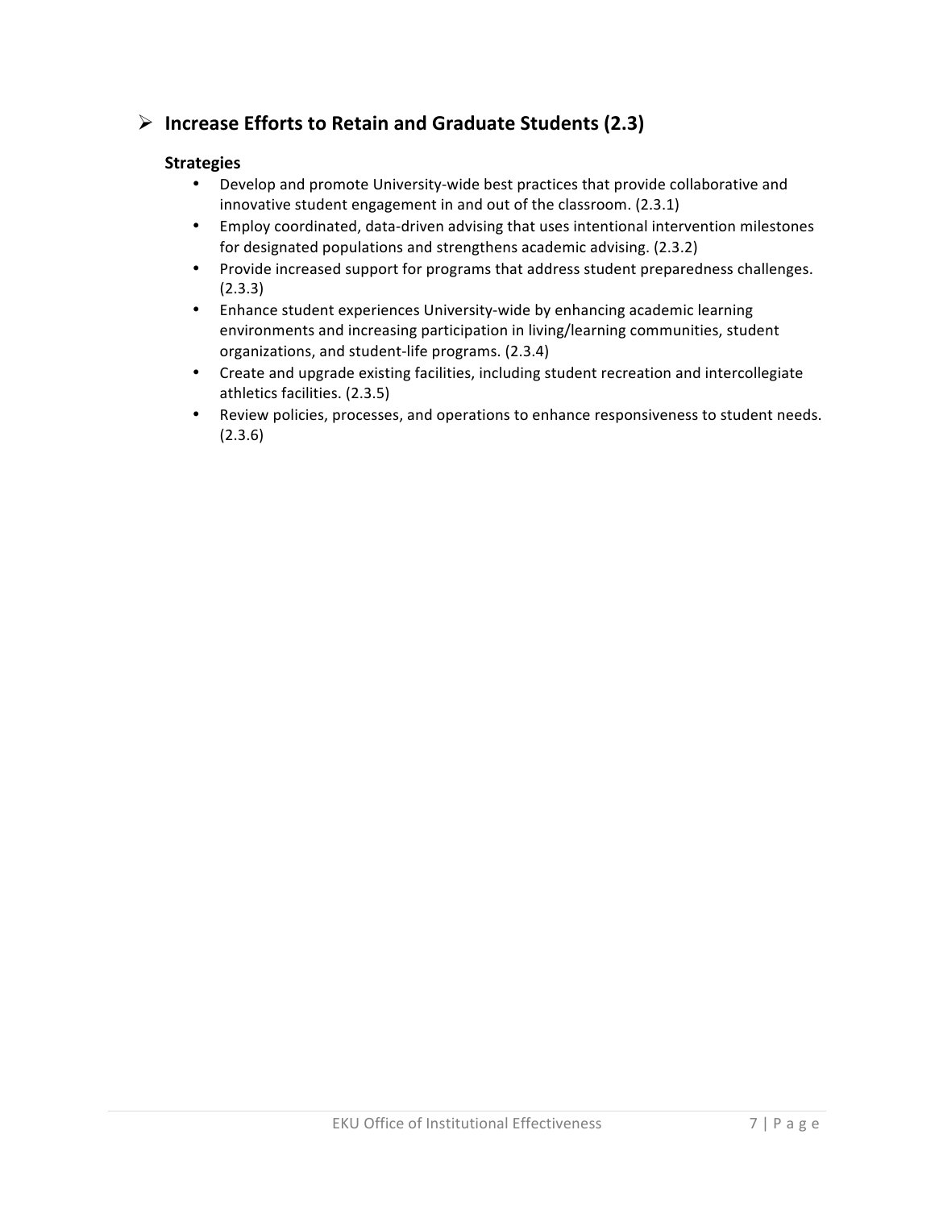## Increase Efforts to Retain and Graduate Students (2.3)

**Strategies**

- Develop and promote University-wide best practices that provide collaborative and innovative student engagement in and out of the classroom. (2.3.1)
- Employ coordinated, data-driven advising that uses intentional intervention milestones for designated populations and strengthens academic advising. (2.3.2)
- Provide increased support for programs that address student preparedness challenges. (2.3.3)
- Enhance student experiences University-wide by enhancing academic learning environments and increasing participation in living/learning communities, student organizations, and student-life programs. (2.3.4)
- Create and upgrade existing facilities, including student recreation and intercollegiate athletics facilities. (2.3.5)
- Review policies, processes, and operations to enhance responsiveness to student needs. (2.3.6)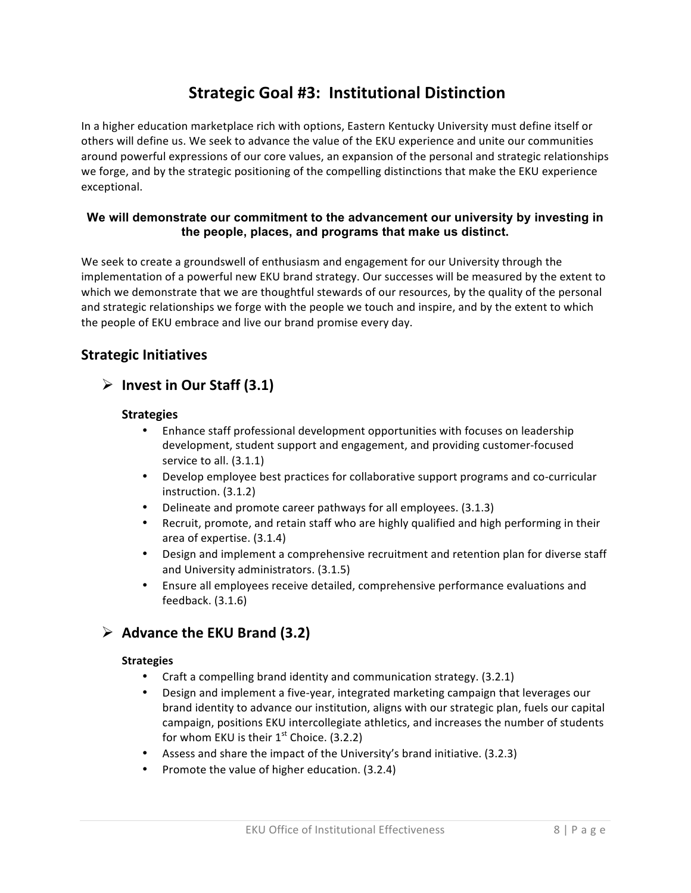# Strategic Goal #3: Institutional Distinction

In a higher education marketplace rich with options, Eastern Kentucky University must define itself or others will define us. We seek to advance the value of the EKU experience and unite our communities around powerful expressions of our core values, an expansion of the personal and strategic relationships we forge, and by the strategic positioning of the compelling distinctions that make the EKU experience exceptional.

**We will demonstrate our commitment to the advancement our university by investing in the people, places, and programs that make us distinct.**

We seek to create a groundswell of enthusiasm and engagement for our University through the implementation of a powerful new EKU brand strategy. Our successes will be measured by the extent to which we demonstrate that we are thoughtful stewards of our resources, by the quality of the personal and strategic relationships we forge with the people we touch and inspire, and by the extent to which the people of EKU embrace and live our brand promise every day.

## Strategic Initiatives

### ➢ Invest in Our Staff (3.1)

**Strategies**

- Enhance staff professional development opportunities with focuses on leadership development, student support and engagement, and providing customer-focused service to all. (3.1.1)
- Develop employee best practices for collaborative support programs and co-curricular instruction. (3.1.2)
- Delineate and promote career pathways for all employees. (3.1.3)
- Recruit, promote, and retain staff who are highly qualified and high performing in their area of expertise. (3.1.4)
- Design and implement a comprehensive recruitment and retention plan for diverse staff and University administrators. (3.1.5)
- Ensure all employees receive detailed, comprehensive performance evaluations and feedback. (3.1.6)

### ➢ Advance the EKU Brand (3.2)

**Strategies**

- Craft a compelling brand identity and communication strategy. (3.2.1)
- Design and implement a five-year, integrated marketing campaign that leverages our brand identity to advance our institution, aligns with our strategic plan, fuels our capital campaign, positions EKU intercollegiate athletics, and increases the number of students for whom EKU is their 1st Choice. (3.2.2)
- Assess and share the impact of the University's brand initiative. (3.2.3)
- Promote the value of higher education. (3.2.4)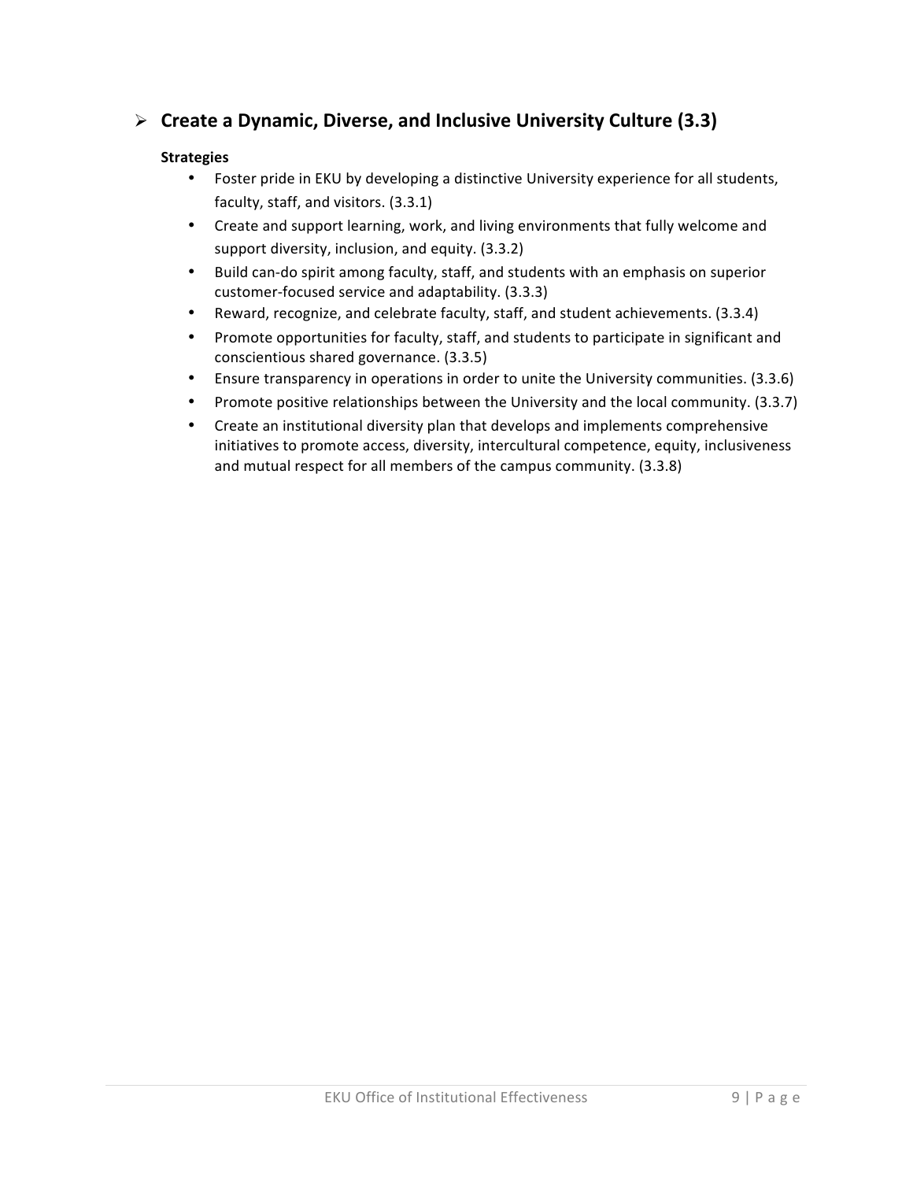## ➢ Create a Dynamic, Diverse, and Inclusive University Culture (3.3)

**Strategies**

- Foster pride in EKU by developing a distinctive University experience for all students, faculty, staff, and visitors. (3.3.1)
- Create and support learning, work, and living environments that fully welcome and support diversity, inclusion, and equity. (3.3.2)
- Build can-do spirit among faculty, staff, and students with an emphasis on superior customer-focused service and adaptability. (3.3.3)
- Reward, recognize, and celebrate faculty, staff, and student achievements. (3.3.4)
- Promote opportunities for faculty, staff, and students to participate in significant and conscientious shared governance. (3.3.5)
- Ensure transparency in operations in order to unite the University communities. (3.3.6)
- Promote positive relationships between the University and the local community. (3.3.7)
- Create an institutional diversity plan that develops and implements comprehensive initiatives to promote access, diversity, intercultural competence, equity, inclusiveness and mutual respect for all members of the campus community. (3.3.8)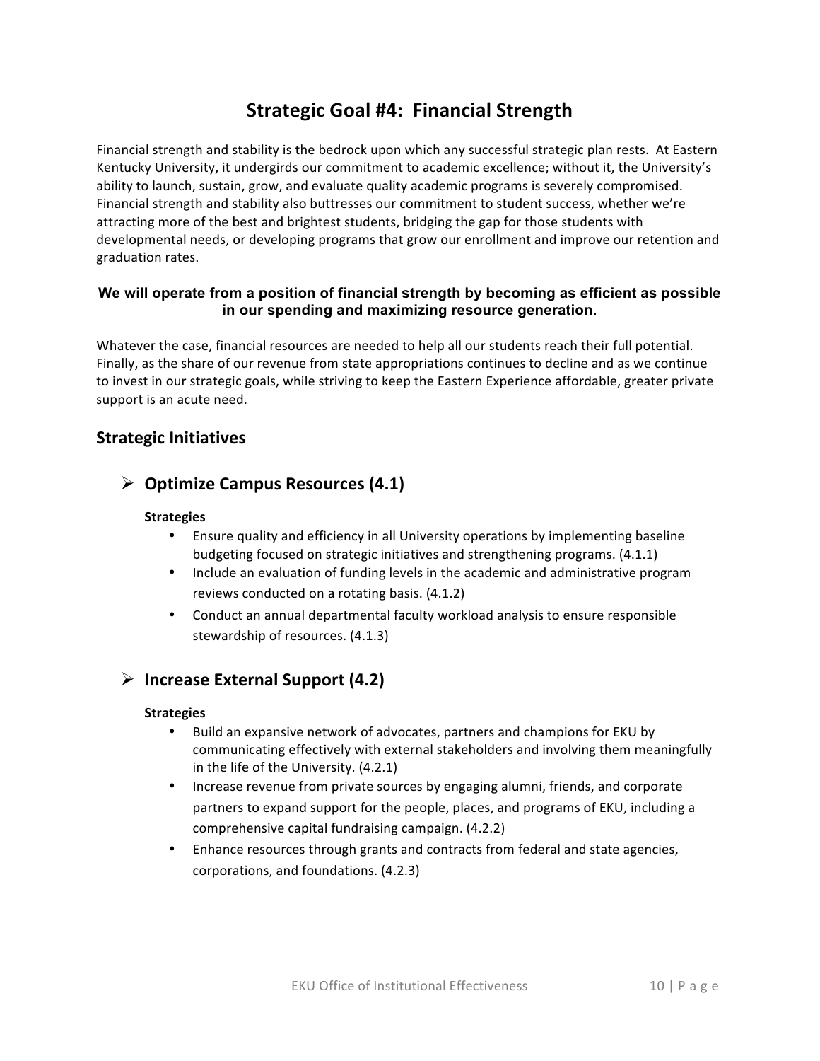# Strategic Goal #4: Financial Strength

Financial strength and stability is the bedrock upon which any successful strategic plan rests. At Eastern Kentucky University, it undergirds our commitment to academic excellence; without it, the University's ability to launch, sustain, grow, and evaluate quality academic programs is severely compromised. Financial strength and stability also buttresses our commitment to student success, whether we're attracting more of the best and brightest students, bridging the gap for those students with developmental needs, or developing programs that grow our enrollment and improve our retention and graduation rates.

**We will operate from a position of financial strength by becoming as efficient as possible in our spending and maximizing resource generation.**

Whatever the case, financial resources are needed to help all our students reach their full potential. Finally, as the share of our revenue from state appropriations continues to decline and as we continue to invest in our strategic goals, while striving to keep the Eastern Experience affordable, greater private support is an acute need.

## Strategic Initiatives

### ➢ Optimize Campus Resources (4.1)

**Strategies**

- Ensure quality and efficiency in all University operations by implementing baseline budgeting focused on strategic initiatives and strengthening programs. (4.1.1)
- Include an evaluation of funding levels in the academic and administrative program reviews conducted on a rotating basis. (4.1.2)
- Conduct an annual departmental faculty workload analysis to ensure responsible stewardship of resources. (4.1.3)

### ➢ Increase External Support (4.2)

**Strategies**

- Build an expansive network of advocates, partners and champions for EKU by communicating effectively with external stakeholders and involving them meaningfully in the life of the University. (4.2.1)
- Increase revenue from private sources by engaging alumni, friends, and corporate partners to expand support for the people, places, and programs of EKU, including a comprehensive capital fundraising campaign. (4.2.2)
- Enhance resources through grants and contracts from federal and state agencies, corporations, and foundations. (4.2.3)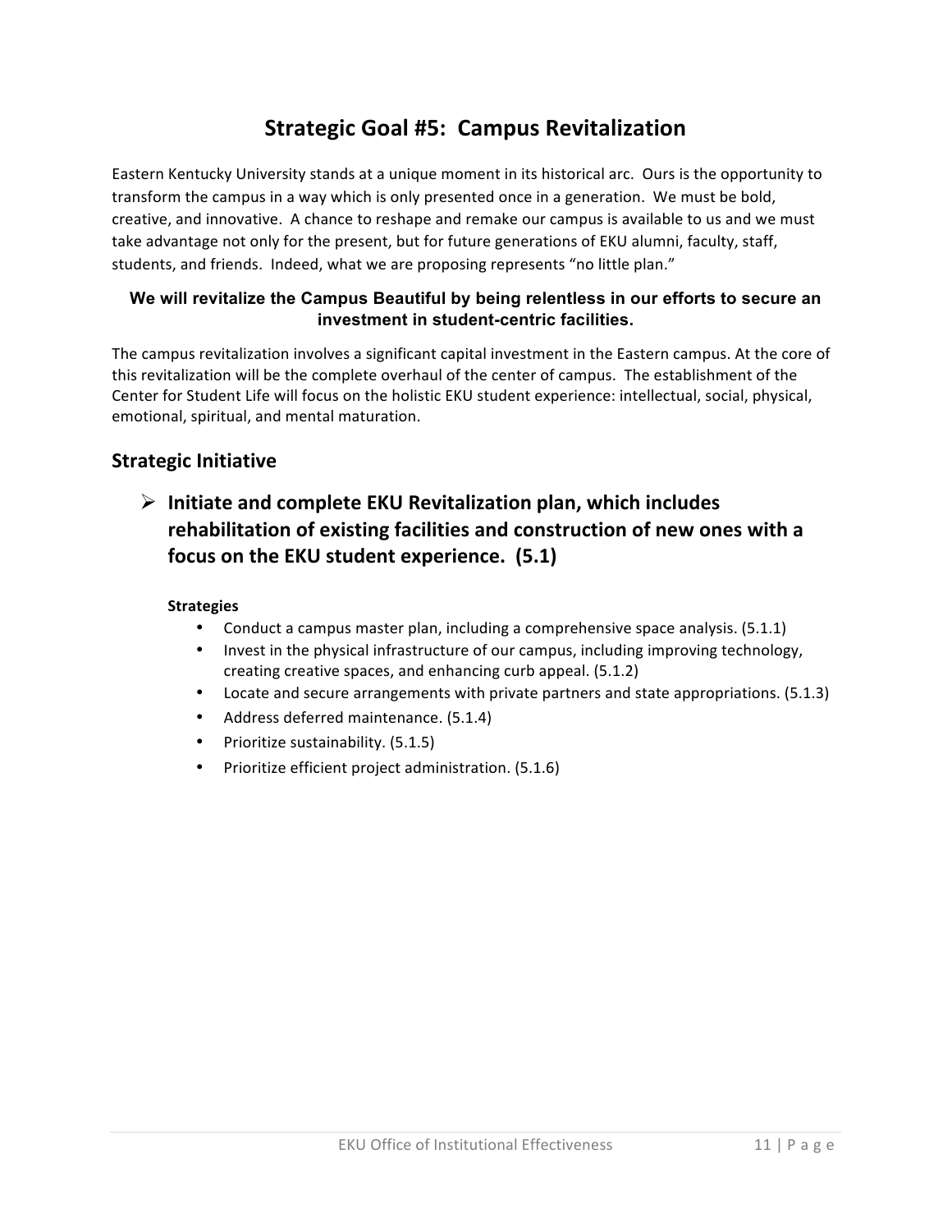# Strategic Goal #5: Campus Revitalization

Eastern Kentucky University stands at a unique moment in its historical arc. Ours is the opportunity to transform the campus in a way which is only presented once in a generation. We must be bold, creative, and innovative. A chance to reshape and remake our campus is available to us and we must take advantage not only for the present, but for future generations of EKU alumni, faculty, staff, students, and friends. Indeed, what we are proposing represents "no little plan."

**We will revitalize the Campus Beautiful by being relentless in our efforts to secure an investment in student-centric facilities.**

The campus revitalization involves a significant capital investment in the Eastern campus. At the core of this revitalization will be the complete overhaul of the center of campus. The establishment of the Center for Student Life will focus on the holistic EKU student experience: intellectual, social, physical, emotional, spiritual, and mental maturation.

## Strategic Initiative

- **Initiate and complete EKU Revitalization plan, which includes rehabilitation of existing facilities and construction of new ones with a focus on the EKU student experience. (5.1)**

**Strategies**

- Conduct a campus master plan, including a comprehensive space analysis. (5.1.1)
- Invest in the physical infrastructure of our campus, including improving technology, creating creative spaces, and enhancing curb appeal. (5.1.2)
- Locate and secure arrangements with private partners and state appropriations. (5.1.3)
- Address deferred maintenance. (5.1.4)
- Prioritize sustainability. (5.1.5)
- Prioritize efficient project administration. (5.1.6)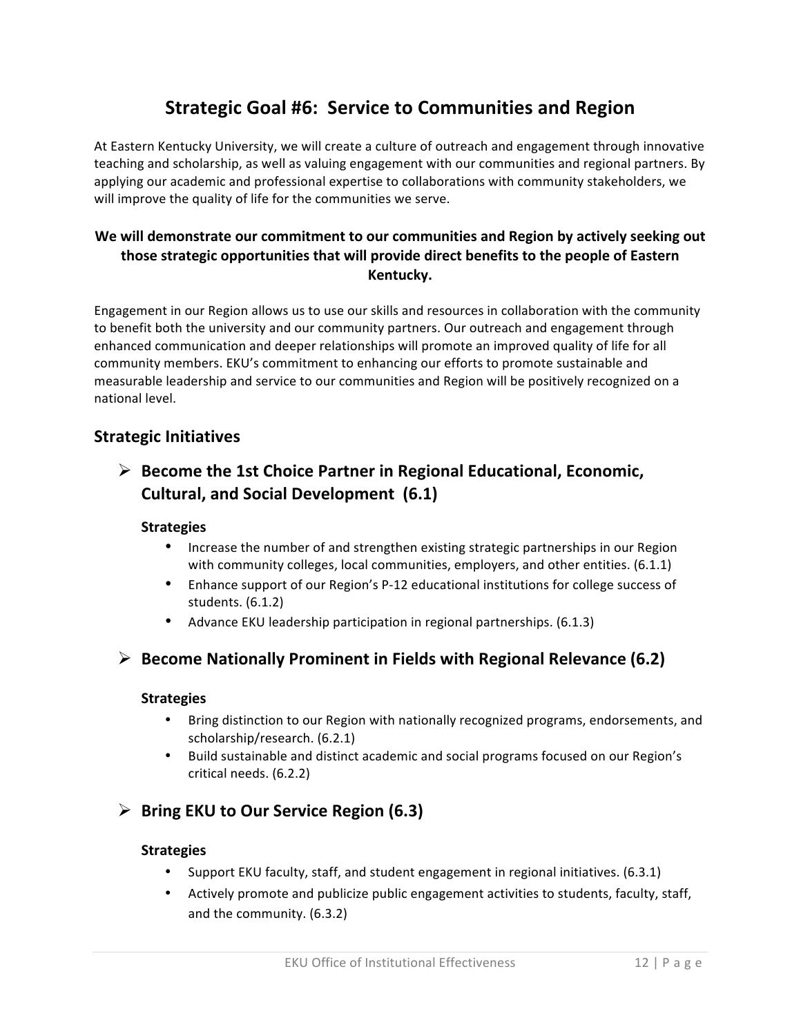# Strategic Goal #6: Service to Communities and Region

At Eastern Kentucky University, we will create a culture of outreach and engagement through innovative teaching and scholarship, as well as valuing engagement with our communities and regional partners. By applying our academic and professional expertise to collaborations with community stakeholders, we will improve the quality of life for the communities we serve.

**We will demonstrate our commitment to our communities and Region by actively seeking out those strategic opportunities that will provide direct benefits to the people of Eastern Kentucky.**

Engagement in our Region allows us to use our skills and resources in collaboration with the community to benefit both the university and our community partners. Our outreach and engagement through enhanced communication and deeper relationships will promote an improved quality of life for all community members. EKU's commitment to enhancing our efforts to promote sustainable and measurable leadership and service to our communities and Region will be positively recognized on a national level.

## Strategic Initiatives

### Become the 1st Choice Partner in Regional Educational, Economic, Cultural, and Social Development (6.1)

**Strategies**

- Increase the number of and strengthen existing strategic partnerships in our Region with community colleges, local communities, employers, and other entities. (6.1.1)
- Enhance support of our Region's P-12 educational institutions for college success of students. (6.1.2)
- Advance EKU leadership participation in regional partnerships. (6.1.3)

### Become Nationally Prominent in Fields with Regional Relevance (6.2)

**Strategies**

- Bring distinction to our Region with nationally recognized programs, endorsements, and scholarship/research. (6.2.1)
- Build sustainable and distinct academic and social programs focused on our Region's critical needs. (6.2.2)

### Bring EKU to Our Service Region (6.3)

**Strategies**

- Support EKU faculty, staff, and student engagement in regional initiatives. (6.3.1)
- Actively promote and publicize public engagement activities to students, faculty, staff, and the community. (6.3.2)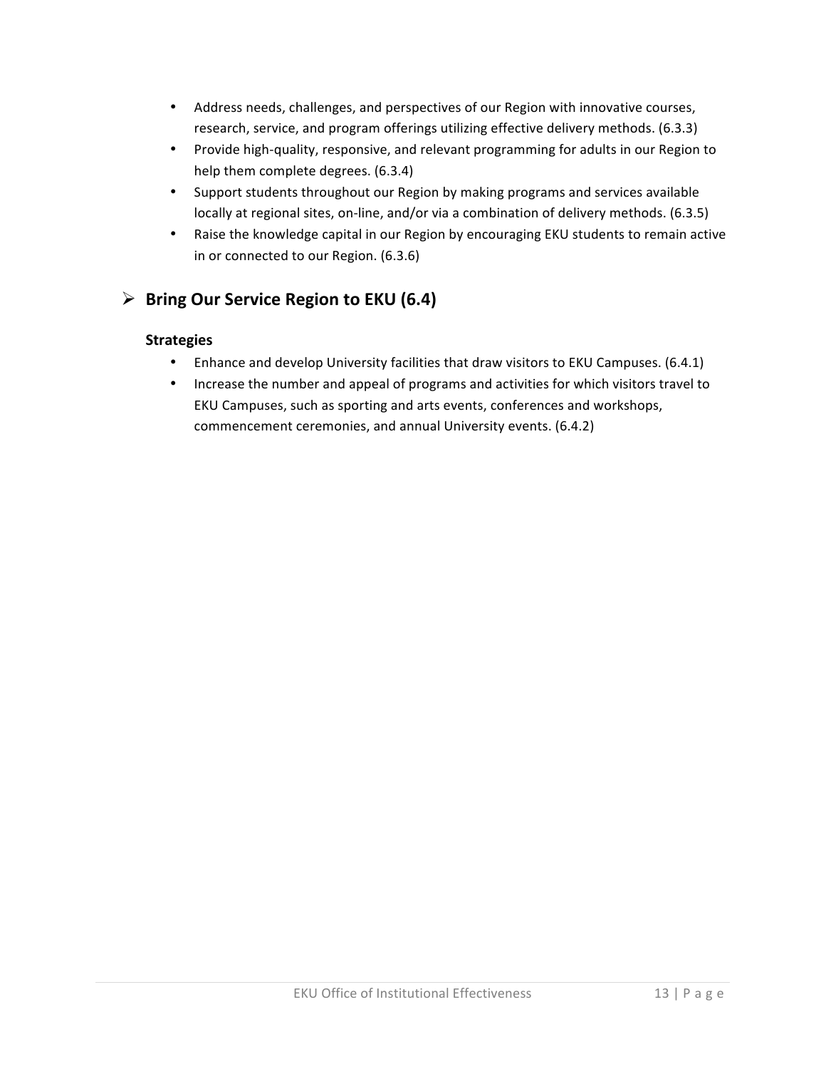- Address needs, challenges, and perspectives of our Region with innovative courses, research, service, and program offerings utilizing effective delivery methods. (6.3.3)
- Provide high-quality, responsive, and relevant programming for adults in our Region to help them complete degrees. (6.3.4)
- Support students throughout our Region by making programs and services available locally at regional sites, on-line, and/or via a combination of delivery methods. (6.3.5)
- Raise the knowledge capital in our Region by encouraging EKU students to remain active in or connected to our Region. (6.3.6)

## Bring Our Service Region to EKU (6.4)

**Strategies**

- Enhance and develop University facilities that draw visitors to EKU Campuses. (6.4.1)
- Increase the number and appeal of programs and activities for which visitors travel to EKU Campuses, such as sporting and arts events, conferences and workshops, commencement ceremonies, and annual University events. (6.4.2)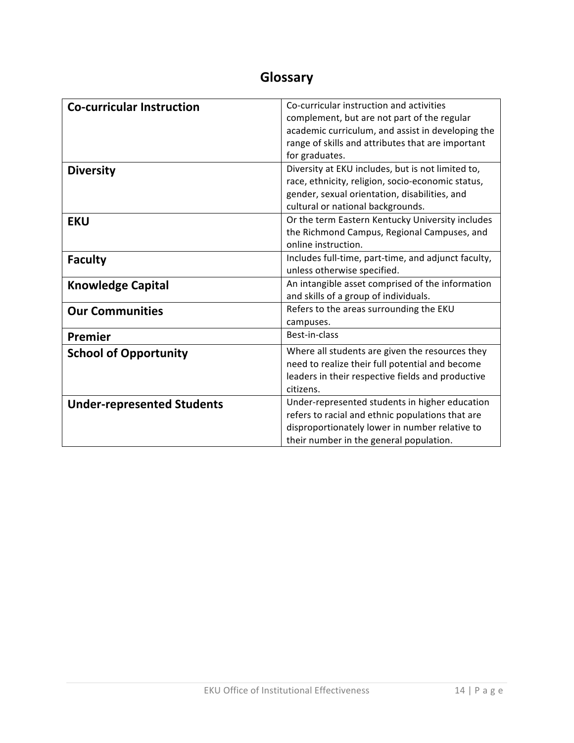# Glossary

| | |
|---|---|
| **Co-curricular Instruction** | Co-curricular instruction and activities complement, but are not part of the regular academic curriculum, and assist in developing the range of skills and attributes that are important for graduates. |
| **Diversity** | Diversity at EKU includes, but is not limited to, race, ethnicity, religion, socio-economic status, gender, sexual orientation, disabilities, and cultural or national backgrounds. |
| **EKU** | Or the term Eastern Kentucky University includes the Richmond Campus, Regional Campuses, and online instruction. |
| **Faculty** | Includes full-time, part-time, and adjunct faculty, unless otherwise specified. |
| **Knowledge Capital** | An intangible asset comprised of the information and skills of a group of individuals. |
| **Our Communities** | Refers to the areas surrounding the EKU campuses. |
| **Premier** | Best-in-class |
| **School of Opportunity** | Where all students are given the resources they need to realize their full potential and become leaders in their respective fields and productive citizens. |
| **Under-represented Students** | Under-represented students in higher education refers to racial and ethnic populations that are disproportionately lower in number relative to their number in the general population. |